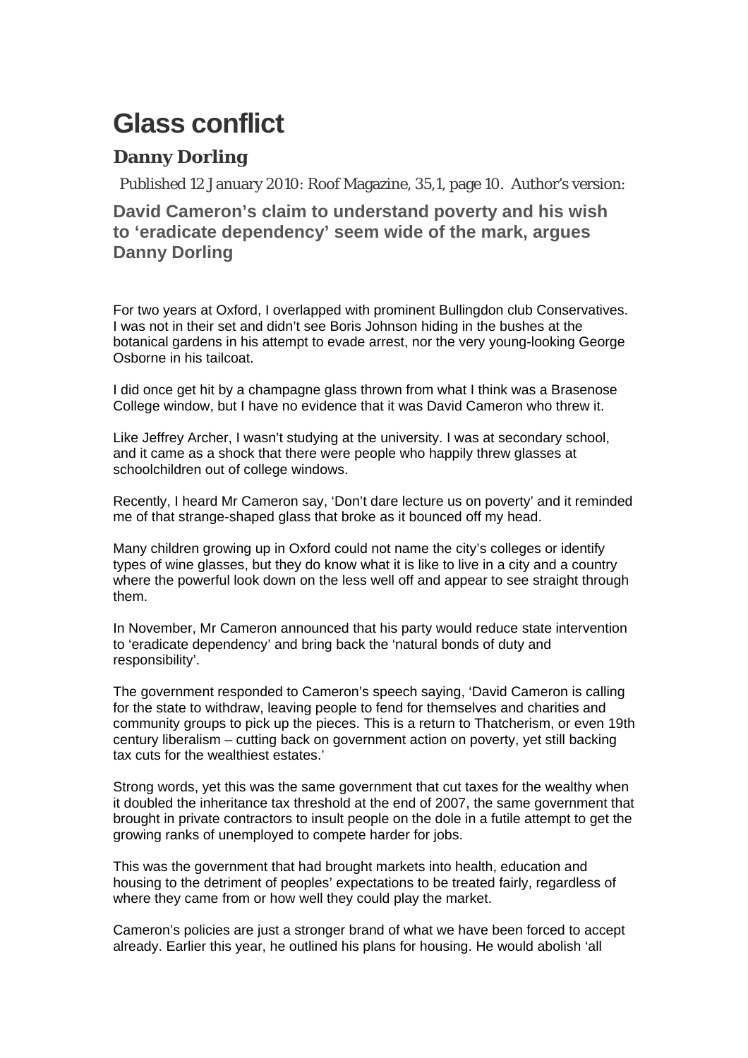# Glass conflict

## Danny Dorling

Published 12 January 2010: Roof Magazine, 35,1, page 10. Author's version:

**David Cameron's claim to understand poverty and his wish to 'eradicate dependency' seem wide of the mark, argues Danny Dorling**

For two years at Oxford, I overlapped with prominent Bullingdon club Conservatives. I was not in their set and didn't see Boris Johnson hiding in the bushes at the botanical gardens in his attempt to evade arrest, nor the very young-looking George Osborne in his tailcoat.

I did once get hit by a champagne glass thrown from what I think was a Brasenose College window, but I have no evidence that it was David Cameron who threw it.

Like Jeffrey Archer, I wasn't studying at the university. I was at secondary school, and it came as a shock that there were people who happily threw glasses at schoolchildren out of college windows.

Recently, I heard Mr Cameron say, 'Don't dare lecture us on poverty' and it reminded me of that strange-shaped glass that broke as it bounced off my head.

Many children growing up in Oxford could not name the city's colleges or identify types of wine glasses, but they do know what it is like to live in a city and a country where the powerful look down on the less well off and appear to see straight through them.

In November, Mr Cameron announced that his party would reduce state intervention to 'eradicate dependency' and bring back the 'natural bonds of duty and responsibility'.

The government responded to Cameron's speech saying, 'David Cameron is calling for the state to withdraw, leaving people to fend for themselves and charities and community groups to pick up the pieces. This is a return to Thatcherism, or even 19th century liberalism – cutting back on government action on poverty, yet still backing tax cuts for the wealthiest estates.'

Strong words, yet this was the same government that cut taxes for the wealthy when it doubled the inheritance tax threshold at the end of 2007, the same government that brought in private contractors to insult people on the dole in a futile attempt to get the growing ranks of unemployed to compete harder for jobs.

This was the government that had brought markets into health, education and housing to the detriment of peoples' expectations to be treated fairly, regardless of where they came from or how well they could play the market.

Cameron's policies are just a stronger brand of what we have been forced to accept already. Earlier this year, he outlined his plans for housing. He would abolish 'all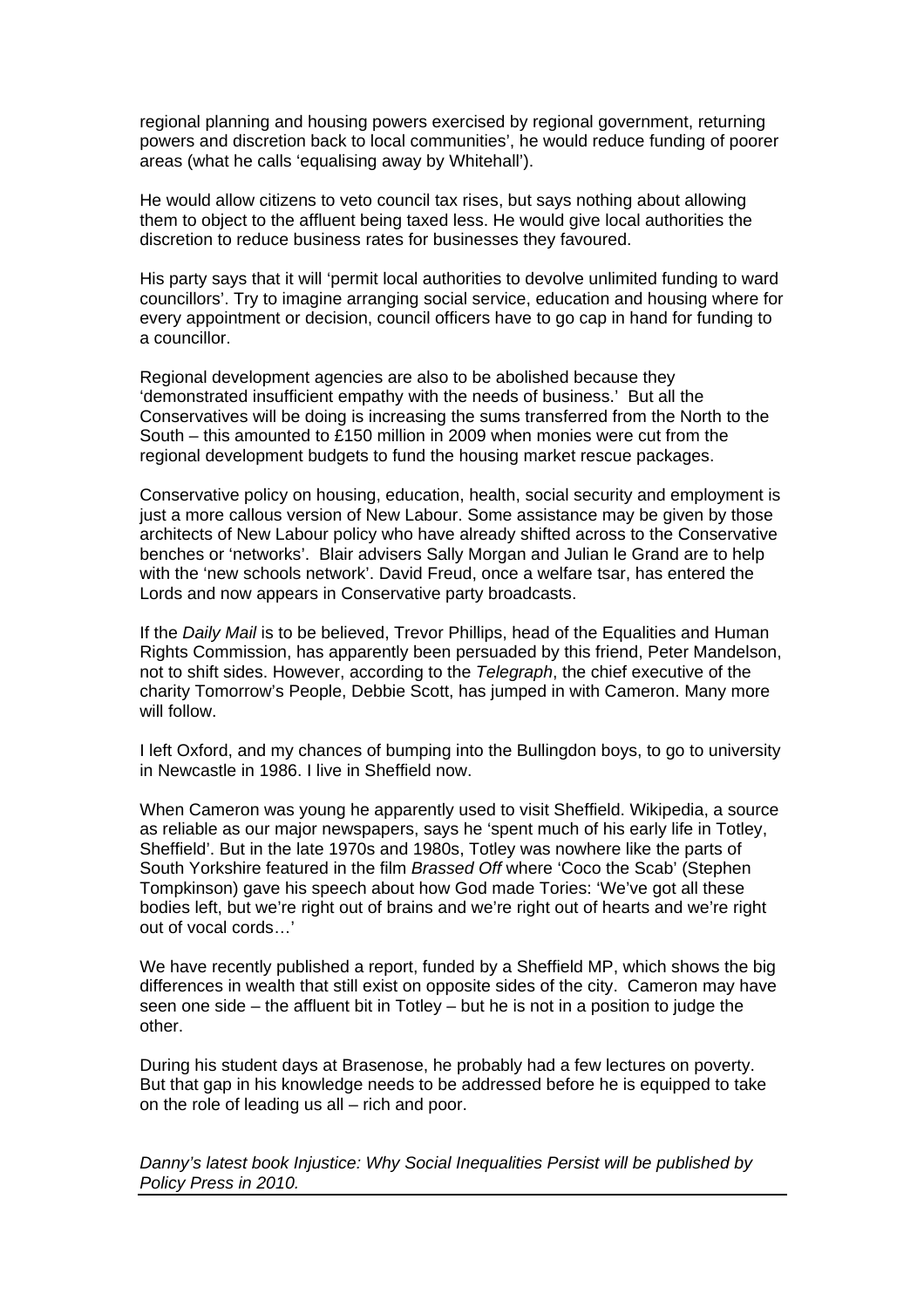regional planning and housing powers exercised by regional government, returning powers and discretion back to local communities', he would reduce funding of poorer areas (what he calls 'equalising away by Whitehall').

He would allow citizens to veto council tax rises, but says nothing about allowing them to object to the affluent being taxed less. He would give local authorities the discretion to reduce business rates for businesses they favoured.

His party says that it will 'permit local authorities to devolve unlimited funding to ward councillors'. Try to imagine arranging social service, education and housing where for every appointment or decision, council officers have to go cap in hand for funding to a councillor.

Regional development agencies are also to be abolished because they 'demonstrated insufficient empathy with the needs of business.' But all the Conservatives will be doing is increasing the sums transferred from the North to the South – this amounted to £150 million in 2009 when monies were cut from the regional development budgets to fund the housing market rescue packages.

Conservative policy on housing, education, health, social security and employment is just a more callous version of New Labour. Some assistance may be given by those architects of New Labour policy who have already shifted across to the Conservative benches or 'networks'. Blair advisers Sally Morgan and Julian le Grand are to help with the 'new schools network'. David Freud, once a welfare tsar, has entered the Lords and now appears in Conservative party broadcasts.

If the *Daily Mail* is to be believed, Trevor Phillips, head of the Equalities and Human Rights Commission, has apparently been persuaded by this friend, Peter Mandelson, not to shift sides. However, according to the *Telegraph*, the chief executive of the charity Tomorrow's People, Debbie Scott, has jumped in with Cameron. Many more will follow.

I left Oxford, and my chances of bumping into the Bullingdon boys, to go to university in Newcastle in 1986. I live in Sheffield now.

When Cameron was young he apparently used to visit Sheffield. Wikipedia, a source as reliable as our major newspapers, says he 'spent much of his early life in Totley, Sheffield'. But in the late 1970s and 1980s, Totley was nowhere like the parts of South Yorkshire featured in the film *Brassed Off* where 'Coco the Scab' (Stephen Tompkinson) gave his speech about how God made Tories: 'We've got all these bodies left, but we're right out of brains and we're right out of hearts and we're right out of vocal cords…'

We have recently published a report, funded by a Sheffield MP, which shows the big differences in wealth that still exist on opposite sides of the city. Cameron may have seen one side – the affluent bit in Totley – but he is not in a position to judge the other.

During his student days at Brasenose, he probably had a few lectures on poverty. But that gap in his knowledge needs to be addressed before he is equipped to take on the role of leading us all – rich and poor.

*Danny's latest book Injustice: Why Social Inequalities Persist will be published by Policy Press in 2010.*